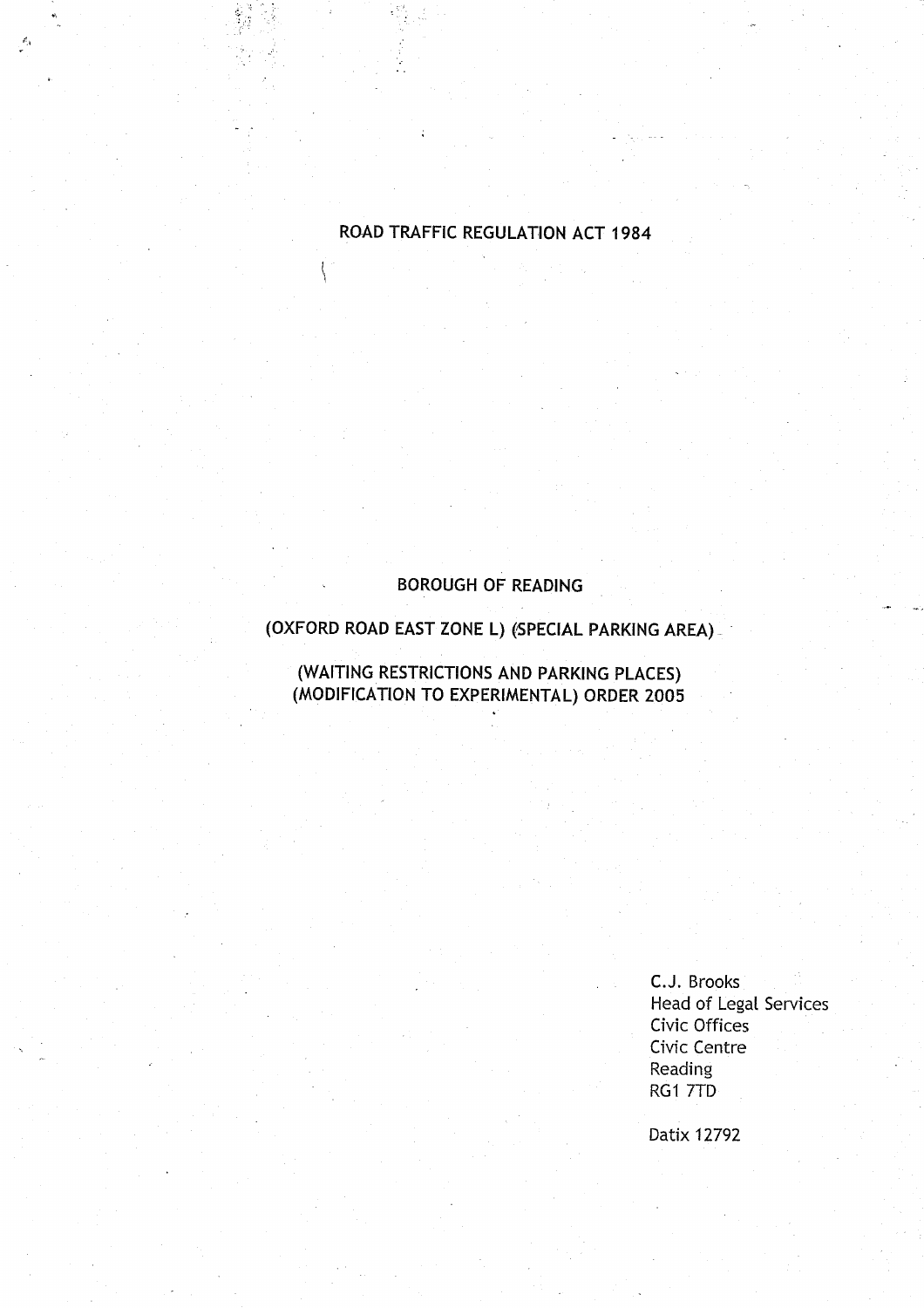# ROAD TRAFFIC REGULATION ACT 1984

## BOROUGH OF READING

## (OXFORD ROAD EAST ZONE L) (SPECIAL PARKING AREA)

## (WAITING RESTRICTIONS AND PARKING PLACES) (MODIFICATION TO EXPERIMENTAL) ORDER 2005

C.J. Brooks
Head of Legal Services
Civic Offices
Civic Centre
Reading
RG1 7TD

Datix 12792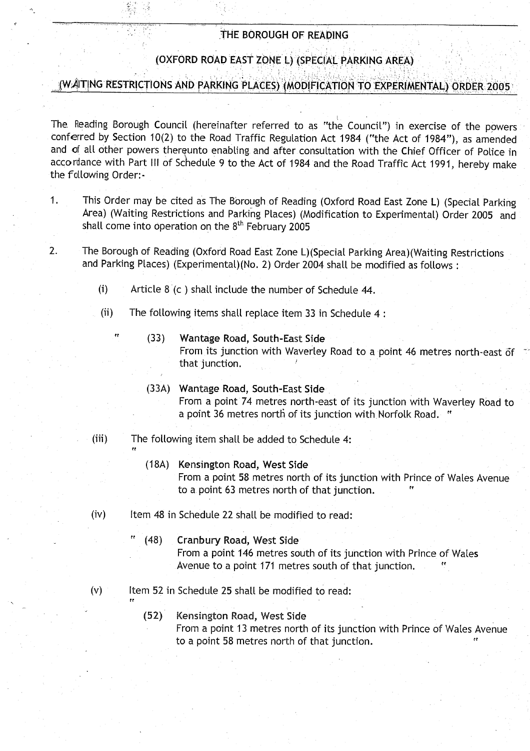# THE BOROUGH OF READING

## (OXFORD ROAD EAST ZONE L) (SPECIAL PARKING AREA)

## (WAITING RESTRICTIONS AND PARKING PLACES) (MODIFICATION TO EXPERIMENTAL) ORDER 2005

The Reading Borough Council (hereinafter referred to as "the Council") in exercise of the powers conferred by Section 10(2) to the Road Traffic Regulation Act 1984 ("the Act of 1984"), as amended and of all other powers thereunto enabling and after consultation with the Chief Officer of Police in accordance with Part III of Schedule 9 to the Act of 1984 and the Road Traffic Act 1991, hereby make the following Order:-

1. This Order may be cited as The Borough of Reading (Oxford Road East Zone L) (Special Parking Area) (Waiting Restrictions and Parking Places) (Modification to Experimental) Order 2005 and shall come into operation on the 8th February 2005

2. The Borough of Reading (Oxford Road East Zone L)(Special Parking Area)(Waiting Restrictions and Parking Places) (Experimental)(No. 2) Order 2004 shall be modified as follows :

   (i) Article 8 (c ) shall include the number of Schedule 44.

   (ii) The following items shall replace item 33 in Schedule 4 :

   " (33) **Wantage Road, South-East Side**
   From its junction with Waverley Road to a point 46 metres north-east of that junction.

   (33A) **Wantage Road, South-East Side**
   From a point 74 metres north-east of its junction with Waverley Road to a point 36 metres north of its junction with Norfolk Road. "

   (iii) The following item shall be added to Schedule 4:

   " (18A) **Kensington Road, West Side**
   From a point 58 metres north of its junction with Prince of Wales Avenue to a point 63 metres north of that junction. "

   (iv) Item 48 in Schedule 22 shall be modified to read:

   " (48) **Cranbury Road, West Side**
   From a point 146 metres south of its junction with Prince of Wales Avenue to a point 171 metres south of that junction. "

   (v) Item 52 in Schedule 25 shall be modified to read:

   " (52) **Kensington Road, West Side**
   From a point 13 metres north of its junction with Prince of Wales Avenue to a point 58 metres north of that junction. "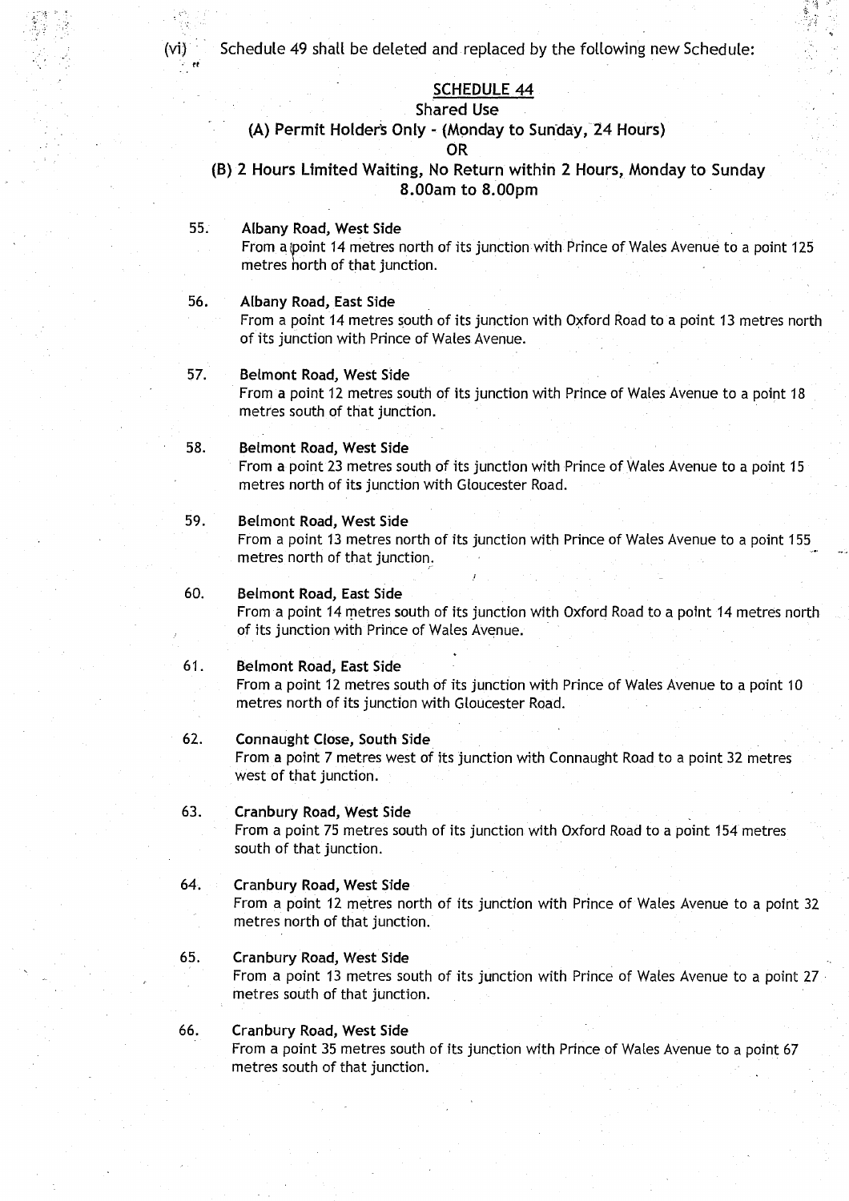(vi) Schedule 49 shall be deleted and replaced by the following new Schedule:

"

## SCHEDULE 44

### Shared Use

### (A) Permit Holder's Only - (Monday to Sunday, 24 Hours)

### OR

### (B) 2 Hours Limited Waiting, No Return within 2 Hours, Monday to Sunday 8.00am to 8.00pm

55. **Albany Road, West Side**
From a point 14 metres north of its junction with Prince of Wales Avenue to a point 125 metres north of that junction.

56. **Albany Road, East Side**
From a point 14 metres south of its junction with Oxford Road to a point 13 metres north of its junction with Prince of Wales Avenue.

57. **Belmont Road, West Side**
From a point 12 metres south of its junction with Prince of Wales Avenue to a point 18 metres south of that junction.

58. **Belmont Road, West Side**
From a point 23 metres south of its junction with Prince of Wales Avenue to a point 15 metres north of its junction with Gloucester Road.

59. **Belmont Road, West Side**
From a point 13 metres north of its junction with Prince of Wales Avenue to a point 155 metres north of that junction.

60. **Belmont Road, East Side**
From a point 14 metres south of its junction with Oxford Road to a point 14 metres north of its junction with Prince of Wales Avenue.

61. **Belmont Road, East Side**
From a point 12 metres south of its junction with Prince of Wales Avenue to a point 10 metres north of its junction with Gloucester Road.

62. **Connaught Close, South Side**
From a point 7 metres west of its junction with Connaught Road to a point 32 metres west of that junction.

63. **Cranbury Road, West Side**
From a point 75 metres south of its junction with Oxford Road to a point 154 metres south of that junction.

64. **Cranbury Road, West Side**
From a point 12 metres north of its junction with Prince of Wales Avenue to a point 32 metres north of that junction.

65. **Cranbury Road, West Side**
From a point 13 metres south of its junction with Prince of Wales Avenue to a point 27 metres south of that junction.

66. **Cranbury Road, West Side**
From a point 35 metres south of its junction with Prince of Wales Avenue to a point 67 metres south of that junction.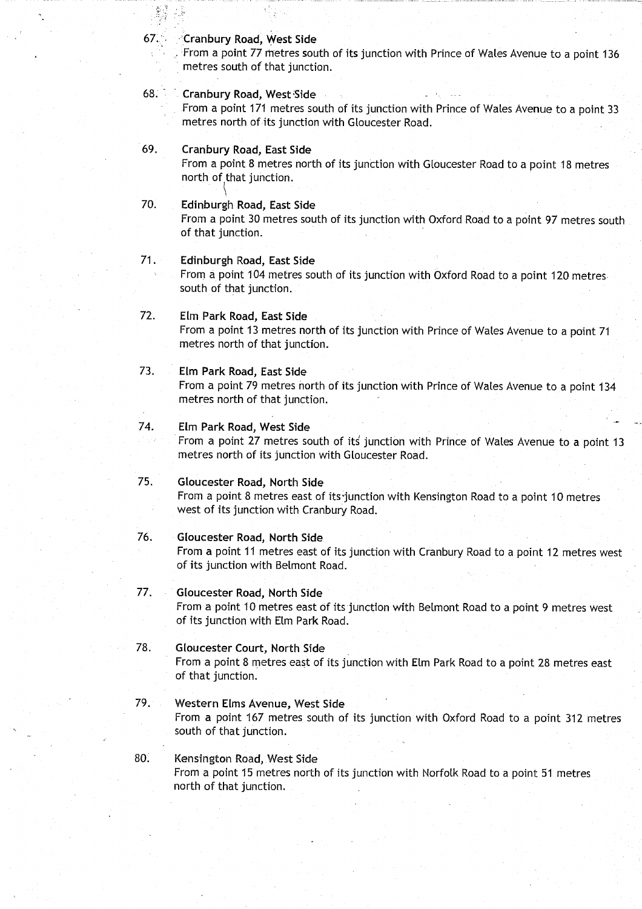67. **Cranbury Road, West Side**
From a point 77 metres south of its junction with Prince of Wales Avenue to a point 136 metres south of that junction.

68. **Cranbury Road, West Side**
From a point 171 metres south of its junction with Prince of Wales Avenue to a point 33 metres north of its junction with Gloucester Road.

69. **Cranbury Road, East Side**
From a point 8 metres north of its junction with Gloucester Road to a point 18 metres north of that junction.

70. **Edinburgh Road, East Side**
From a point 30 metres south of its junction with Oxford Road to a point 97 metres south of that junction.

71. **Edinburgh Road, East Side**
From a point 104 metres south of its junction with Oxford Road to a point 120 metres south of that junction.

72. **Elm Park Road, East Side**
From a point 13 metres north of its junction with Prince of Wales Avenue to a point 71 metres north of that junction.

73. **Elm Park Road, East Side**
From a point 79 metres north of its junction with Prince of Wales Avenue to a point 134 metres north of that junction.

74. **Elm Park Road, West Side**
From a point 27 metres south of its junction with Prince of Wales Avenue to a point 13 metres north of its junction with Gloucester Road.

75. **Gloucester Road, North Side**
From a point 8 metres east of its junction with Kensington Road to a point 10 metres west of its junction with Cranbury Road.

76. **Gloucester Road, North Side**
From a point 11 metres east of its junction with Cranbury Road to a point 12 metres west of its junction with Belmont Road.

77. **Gloucester Road, North Side**
From a point 10 metres east of its junction with Belmont Road to a point 9 metres west of its junction with Elm Park Road.

78. **Gloucester Court, North Side**
From a point 8 metres east of its junction with Elm Park Road to a point 28 metres east of that junction.

79. **Western Elms Avenue, West Side**
From a point 167 metres south of its junction with Oxford Road to a point 312 metres south of that junction.

80. Kensington Road, West Side
From a point 15 metres north of its junction with Norfolk Road to a point 51 metres north of that junction.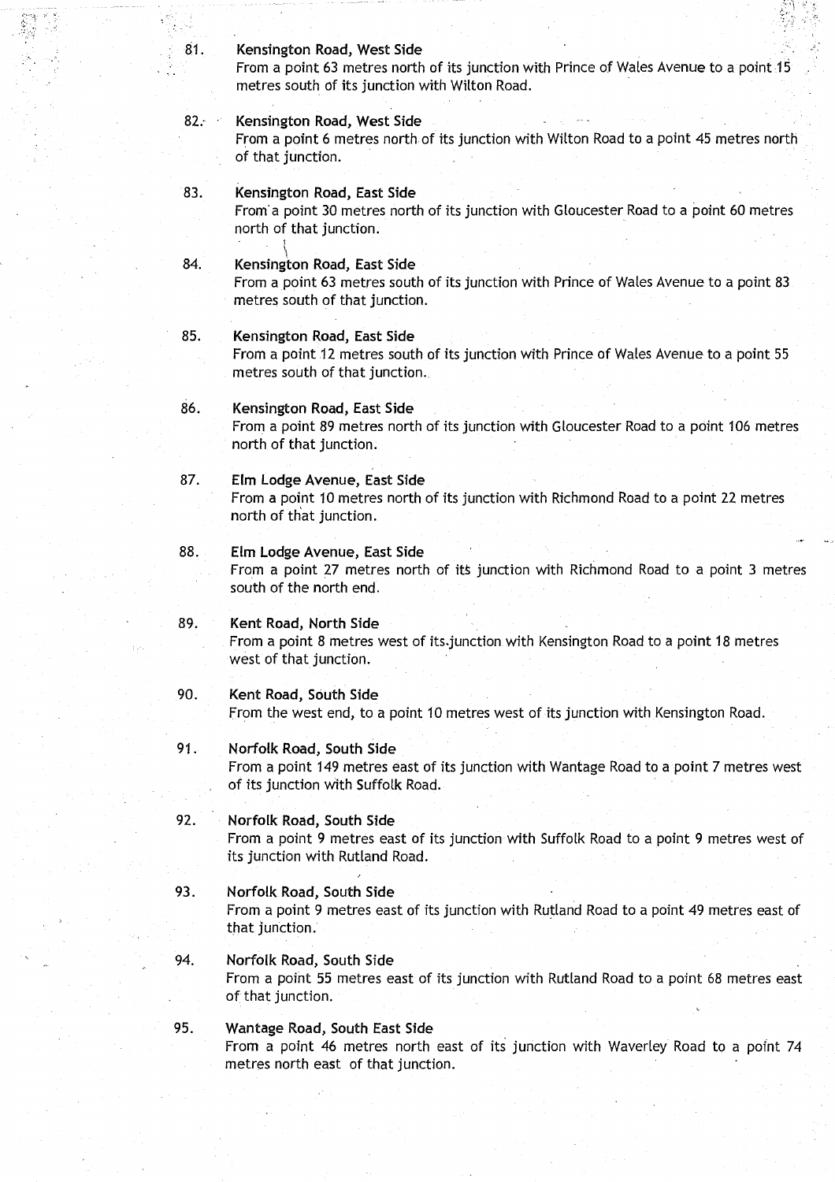81. **Kensington Road, West Side**
From a point 63 metres north of its junction with Prince of Wales Avenue to a point 15 metres south of its junction with Wilton Road.

82. **Kensington Road, West Side**
From a point 6 metres north of its junction with Wilton Road to a point 45 metres north of that junction.

83. **Kensington Road, East Side**
From a point 30 metres north of its junction with Gloucester Road to a point 60 metres north of that junction.

84. **Kensington Road, East Side**
From a point 63 metres south of its junction with Prince of Wales Avenue to a point 83 metres south of that junction.

85. **Kensington Road, East Side**
From a point 12 metres south of its junction with Prince of Wales Avenue to a point 55 metres south of that junction.

86. **Kensington Road, East Side**
From a point 89 metres north of its junction with Gloucester Road to a point 106 metres north of that junction.

87. **Elm Lodge Avenue, East Side**
From a point 10 metres north of its junction with Richmond Road to a point 22 metres north of that junction.

88. **Elm Lodge Avenue, East Side**
From a point 27 metres north of its junction with Richmond Road to a point 3 metres south of the north end.

89. **Kent Road, North Side**
From a point 8 metres west of its junction with Kensington Road to a point 18 metres west of that junction.

90. **Kent Road, South Side**
From the west end, to a point 10 metres west of its junction with Kensington Road.

91. **Norfolk Road, South Side**
From a point 149 metres east of its junction with Wantage Road to a point 7 metres west of its junction with Suffolk Road.

92. **Norfolk Road, South Side**
From a point 9 metres east of its junction with Suffolk Road to a point 9 metres west of its junction with Rutland Road.

93. **Norfolk Road, South Side**
From a point 9 metres east of its junction with Rutland Road to a point 49 metres east of that junction.

94. **Norfolk Road, South Side**
From a point 55 metres east of its junction with Rutland Road to a point 68 metres east of that junction.

95. **Wantage Road, South East Side**
From a point 46 metres north east of its junction with Waverley Road to a point 74 metres north east of that junction.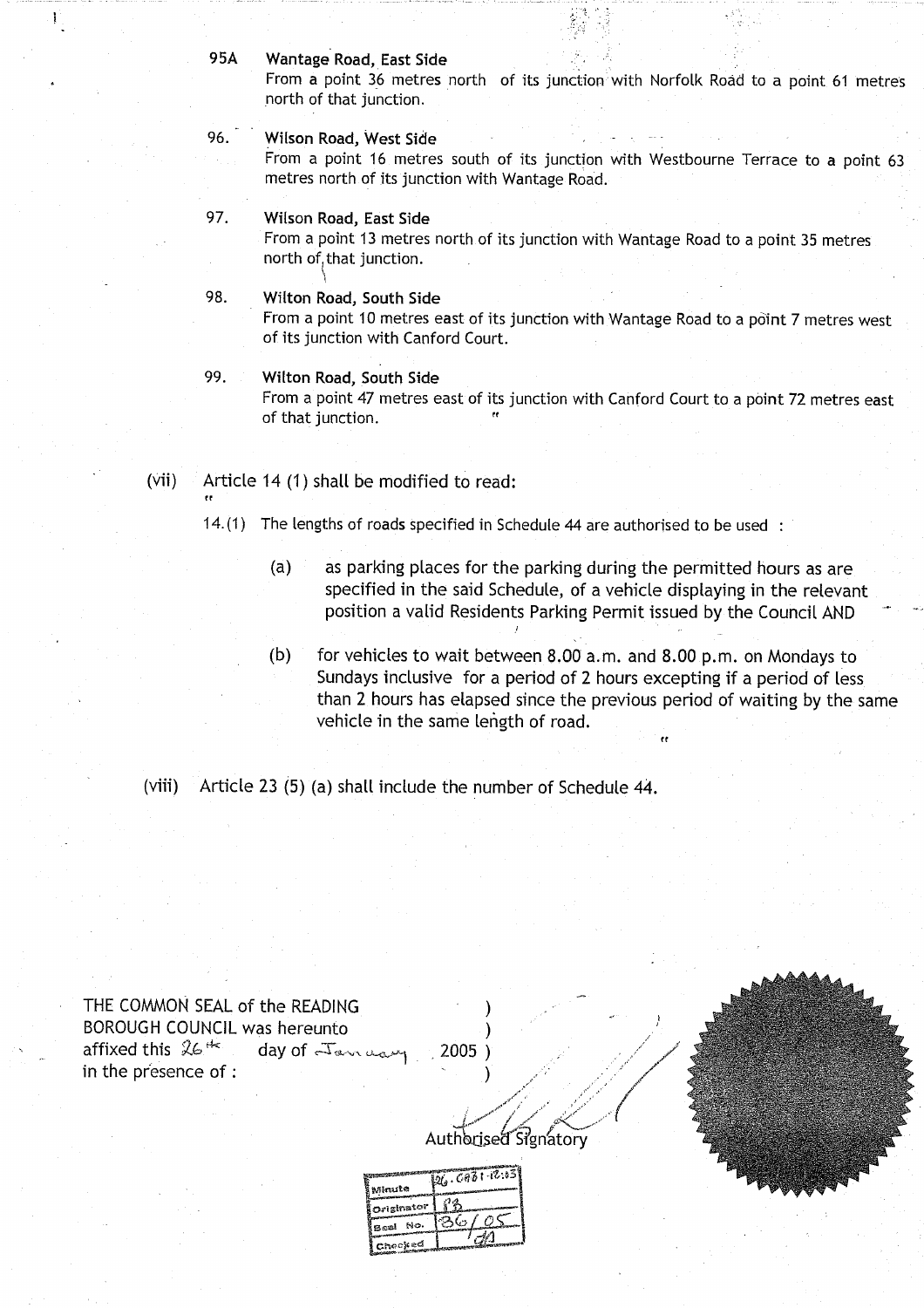95A **Wantage Road, East Side**
From a point 36 metres north of its junction with Norfolk Road to a point 61 metres north of that junction.

96. **Wilson Road, West Side**
From a point 16 metres south of its junction with Westbourne Terrace to a point 63 metres north of its junction with Wantage Road.

97. **Wilson Road, East Side**
From a point 13 metres north of its junction with Wantage Road to a point 35 metres north of that junction.

98. **Wilton Road, South Side**
From a point 10 metres east of its junction with Wantage Road to a point 7 metres west of its junction with Canford Court.

99. **Wilton Road, South Side**
From a point 47 metres east of its junction with Canford Court to a point 72 metres east of that junction. "

(vii) Article 14 (1) shall be modified to read:

"

14.(1) The lengths of roads specified in Schedule 44 are authorised to be used :

(a) as parking places for the parking during the permitted hours as are specified in the said Schedule, of a vehicle displaying in the relevant position a valid Residents Parking Permit issued by the Council AND

(b) for vehicles to wait between 8.00 a.m. and 8.00 p.m. on Mondays to Sundays inclusive for a period of 2 hours excepting if a period of less than 2 hours has elapsed since the previous period of waiting by the same vehicle in the same length of road.

"

(viii) Article 23 (5) (a) shall include the number of Schedule 44.

THE COMMON SEAL of the READING BOROUGH COUNCIL was hereunto affixed this 26th day of January 2005 in the presence of :

Authorised Signatory

| | |
|---|---|
| Minute | 26.CABI-12:05 |
| Originator | PB |
| Seal No. | 36/05 |
| Checked | |